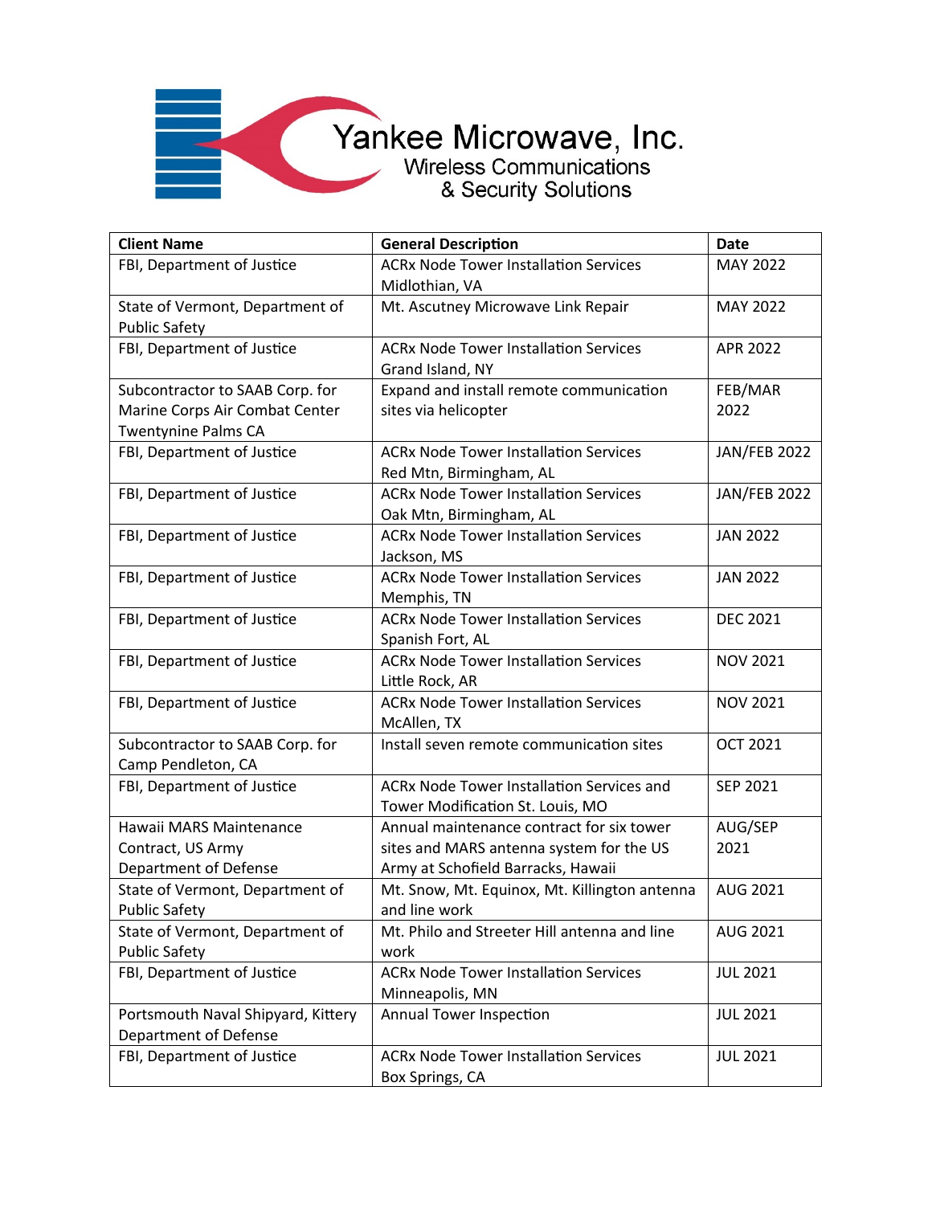Yankee Microwave, Inc.
Wireless Communications & Security Solutions

| Client Name | General Description | Date |
|---|---|---|
| FBI, Department of Justice | ACRx Node Tower Installation Services Midlothian, VA | MAY 2022 |
| State of Vermont, Department of Public Safety | Mt. Ascutney Microwave Link Repair | MAY 2022 |
| FBI, Department of Justice | ACRx Node Tower Installation Services Grand Island, NY | APR 2022 |
| Subcontractor to SAAB Corp. for Marine Corps Air Combat Center Twentynine Palms CA | Expand and install remote communication sites via helicopter | FEB/MAR 2022 |
| FBI, Department of Justice | ACRx Node Tower Installation Services Red Mtn, Birmingham, AL | JAN/FEB 2022 |
| FBI, Department of Justice | ACRx Node Tower Installation Services Oak Mtn, Birmingham, AL | JAN/FEB 2022 |
| FBI, Department of Justice | ACRx Node Tower Installation Services Jackson, MS | JAN 2022 |
| FBI, Department of Justice | ACRx Node Tower Installation Services Memphis, TN | JAN 2022 |
| FBI, Department of Justice | ACRx Node Tower Installation Services Spanish Fort, AL | DEC 2021 |
| FBI, Department of Justice | ACRx Node Tower Installation Services Little Rock, AR | NOV 2021 |
| FBI, Department of Justice | ACRx Node Tower Installation Services McAllen, TX | NOV 2021 |
| Subcontractor to SAAB Corp. for Camp Pendleton, CA | Install seven remote communication sites | OCT 2021 |
| FBI, Department of Justice | ACRx Node Tower Installation Services and Tower Modification St. Louis, MO | SEP 2021 |
| Hawaii MARS Maintenance Contract, US Army Department of Defense | Annual maintenance contract for six tower sites and MARS antenna system for the US Army at Schofield Barracks, Hawaii | AUG/SEP 2021 |
| State of Vermont, Department of Public Safety | Mt. Snow, Mt. Equinox, Mt. Killington antenna and line work | AUG 2021 |
| State of Vermont, Department of Public Safety | Mt. Philo and Streeter Hill antenna and line work | AUG 2021 |
| FBI, Department of Justice | ACRx Node Tower Installation Services Minneapolis, MN | JUL 2021 |
| Portsmouth Naval Shipyard, Kittery Department of Defense | Annual Tower Inspection | JUL 2021 |
| FBI, Department of Justice | ACRx Node Tower Installation Services Box Springs, CA | JUL 2021 |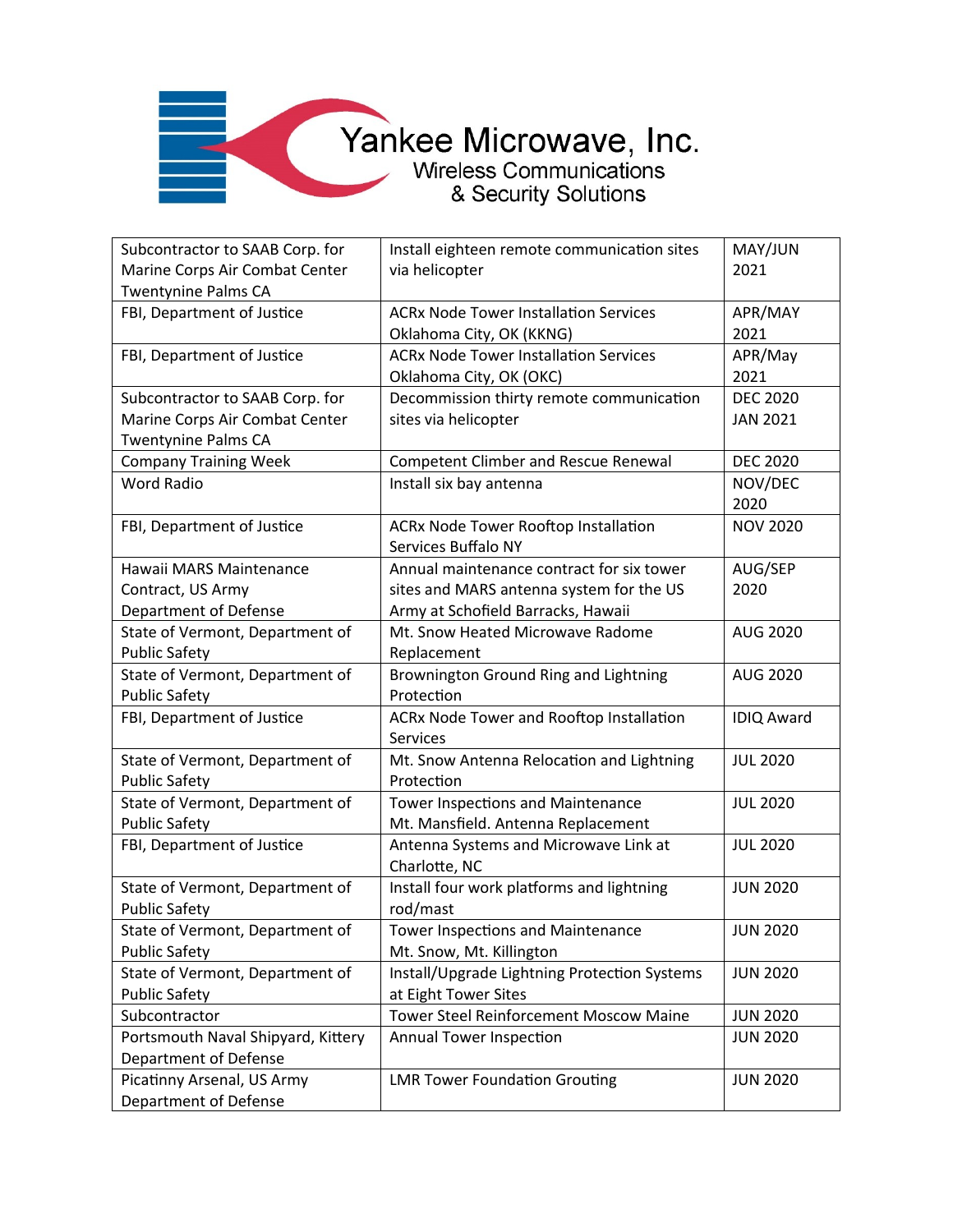Yankee Microwave, Inc.
Wireless Communications
& Security Solutions

| | | |
|---|---|---|
| Subcontractor to SAAB Corp. for Marine Corps Air Combat Center Twentynine Palms CA | Install eighteen remote communication sites via helicopter | MAY/JUN 2021 |
| FBI, Department of Justice | ACRx Node Tower Installation Services Oklahoma City, OK (KKNG) | APR/MAY 2021 |
| FBI, Department of Justice | ACRx Node Tower Installation Services Oklahoma City, OK (OKC) | APR/May 2021 |
| Subcontractor to SAAB Corp. for Marine Corps Air Combat Center Twentynine Palms CA | Decommission thirty remote communication sites via helicopter | DEC 2020 JAN 2021 |
| Company Training Week | Competent Climber and Rescue Renewal | DEC 2020 |
| Word Radio | Install six bay antenna | NOV/DEC 2020 |
| FBI, Department of Justice | ACRx Node Tower Rooftop Installation Services Buffalo NY | NOV 2020 |
| Hawaii MARS Maintenance Contract, US Army Department of Defense | Annual maintenance contract for six tower sites and MARS antenna system for the US Army at Schofield Barracks, Hawaii | AUG/SEP 2020 |
| State of Vermont, Department of Public Safety | Mt. Snow Heated Microwave Radome Replacement | AUG 2020 |
| State of Vermont, Department of Public Safety | Brownington Ground Ring and Lightning Protection | AUG 2020 |
| FBI, Department of Justice | ACRx Node Tower and Rooftop Installation Services | IDIQ Award |
| State of Vermont, Department of Public Safety | Mt. Snow Antenna Relocation and Lightning Protection | JUL 2020 |
| State of Vermont, Department of Public Safety | Tower Inspections and Maintenance Mt. Mansfield. Antenna Replacement | JUL 2020 |
| FBI, Department of Justice | Antenna Systems and Microwave Link at Charlotte, NC | JUL 2020 |
| State of Vermont, Department of Public Safety | Install four work platforms and lightning rod/mast | JUN 2020 |
| State of Vermont, Department of Public Safety | Tower Inspections and Maintenance Mt. Snow, Mt. Killington | JUN 2020 |
| State of Vermont, Department of Public Safety | Install/Upgrade Lightning Protection Systems at Eight Tower Sites | JUN 2020 |
| Subcontractor | Tower Steel Reinforcement Moscow Maine | JUN 2020 |
| Portsmouth Naval Shipyard, Kittery Department of Defense | Annual Tower Inspection | JUN 2020 |
| Picatinny Arsenal, US Army Department of Defense | LMR Tower Foundation Grouting | JUN 2020 |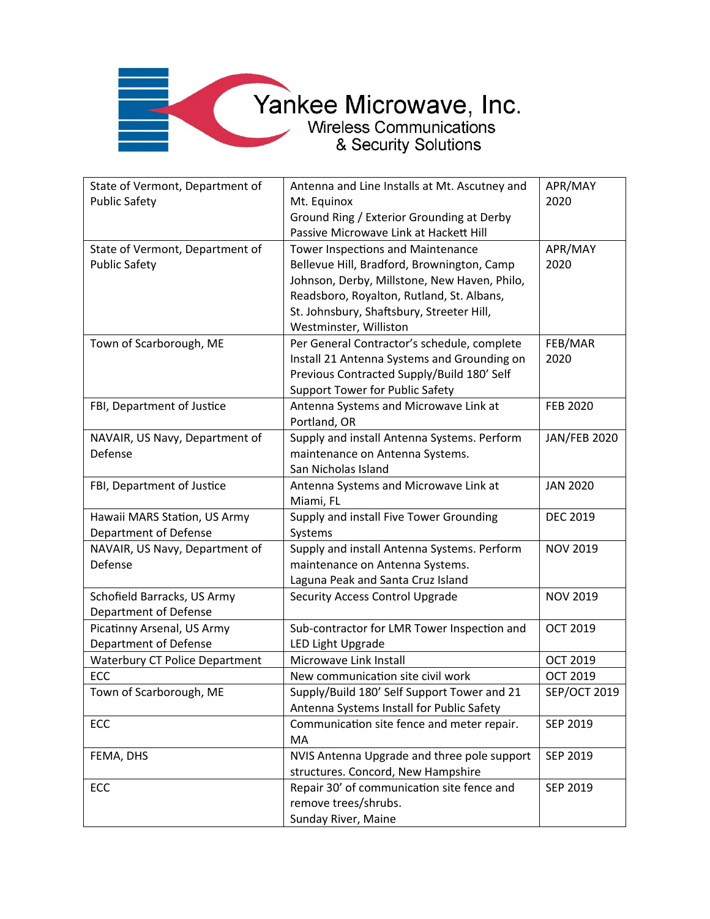Yankee Microwave, Inc.
Wireless Communications
& Security Solutions

| | | |
|---|---|---|
| State of Vermont, Department of Public Safety | Antenna and Line Installs at Mt. Ascutney and Mt. Equinox<br>Ground Ring / Exterior Grounding at Derby<br>Passive Microwave Link at Hackett Hill | APR/MAY 2020 |
| State of Vermont, Department of Public Safety | Tower Inspections and Maintenance<br>Bellevue Hill, Bradford, Browning­ton, Camp Johnson, Derby, Millstone, New Haven, Philo, Readsboro, Royalton, Rutland, St. Albans, St. Johnsbury, Shaftsbury, Streeter Hill, Westminster, Williston | APR/MAY 2020 |
| Town of Scarborough, ME | Per General Contractor's schedule, complete Install 21 Antenna Systems and Grounding on Previous Contracted Supply/Build 180' Self Support Tower for Public Safety | FEB/MAR 2020 |
| FBI, Department of Justice | Antenna Systems and Microwave Link at Portland, OR | FEB 2020 |
| NAVAIR, US Navy, Department of Defense | Supply and install Antenna Systems. Perform maintenance on Antenna Systems.<br>San Nicholas Island | JAN/FEB 2020 |
| FBI, Department of Justice | Antenna Systems and Microwave Link at Miami, FL | JAN 2020 |
| Hawaii MARS Station, US Army Department of Defense | Supply and install Five Tower Grounding Systems | DEC 2019 |
| NAVAIR, US Navy, Department of Defense | Supply and install Antenna Systems. Perform maintenance on Antenna Systems.<br>Laguna Peak and Santa Cruz Island | NOV 2019 |
| Schofield Barracks, US Army Department of Defense | Security Access Control Upgrade | NOV 2019 |
| Picatinny Arsenal, US Army Department of Defense | Sub-contractor for LMR Tower Inspection and LED Light Upgrade | OCT 2019 |
| Waterbury CT Police Department | Microwave Link Install | OCT 2019 |
| ECC | New communication site civil work | OCT 2019 |
| Town of Scarborough, ME | Supply/Build 180' Self Support Tower and 21 Antenna Systems Install for Public Safety | SEP/OCT 2019 |
| ECC | Communication site fence and meter repair. MA | SEP 2019 |
| FEMA, DHS | NVIS Antenna Upgrade and three pole support structures. Concord, New Hampshire | SEP 2019 |
| ECC | Repair 30' of communication site fence and remove trees/shrubs.<br>Sunday River, Maine | SEP 2019 |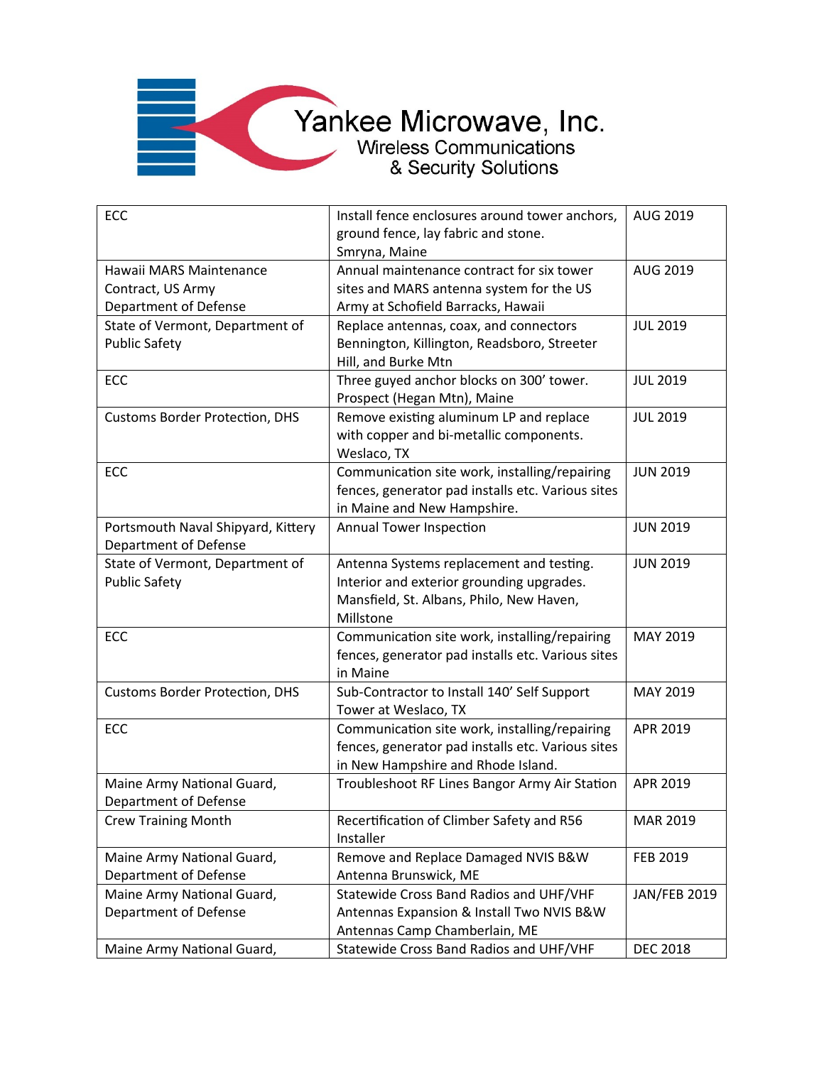Yankee Microwave, Inc.
Wireless Communications
& Security Solutions

| | | |
|---|---|---|
| ECC | Install fence enclosures around tower anchors, ground fence, lay fabric and stone. Smryna, Maine | AUG 2019 |
| Hawaii MARS Maintenance Contract, US Army Department of Defense | Annual maintenance contract for six tower sites and MARS antenna system for the US Army at Schofield Barracks, Hawaii | AUG 2019 |
| State of Vermont, Department of Public Safety | Replace antennas, coax, and connectors Bennington, Killington, Readsboro, Streeter Hill, and Burke Mtn | JUL 2019 |
| ECC | Three guyed anchor blocks on 300' tower. Prospect (Hegan Mtn), Maine | JUL 2019 |
| Customs Border Protection, DHS | Remove existing aluminum LP and replace with copper and bi-metallic components. Weslaco, TX | JUL 2019 |
| ECC | Communication site work, installing/repairing fences, generator pad installs etc. Various sites in Maine and New Hampshire. | JUN 2019 |
| Portsmouth Naval Shipyard, Kittery Department of Defense | Annual Tower Inspection | JUN 2019 |
| State of Vermont, Department of Public Safety | Antenna Systems replacement and testing. Interior and exterior grounding upgrades. Mansfield, St. Albans, Philo, New Haven, Millstone | JUN 2019 |
| ECC | Communication site work, installing/repairing fences, generator pad installs etc. Various sites in Maine | MAY 2019 |
| Customs Border Protection, DHS | Sub-Contractor to Install 140' Self Support Tower at Weslaco, TX | MAY 2019 |
| ECC | Communication site work, installing/repairing fences, generator pad installs etc. Various sites in New Hampshire and Rhode Island. | APR 2019 |
| Maine Army National Guard, Department of Defense | Troubleshoot RF Lines Bangor Army Air Station | APR 2019 |
| Crew Training Month | Recertification of Climber Safety and R56 Installer | MAR 2019 |
| Maine Army National Guard, Department of Defense | Remove and Replace Damaged NVIS B&W Antenna Brunswick, ME | FEB 2019 |
| Maine Army National Guard, Department of Defense | Statewide Cross Band Radios and UHF/VHF Antennas Expansion & Install Two NVIS B&W Antennas Camp Chamberlain, ME | JAN/FEB 2019 |
| Maine Army National Guard, | Statewide Cross Band Radios and UHF/VHF | DEC 2018 |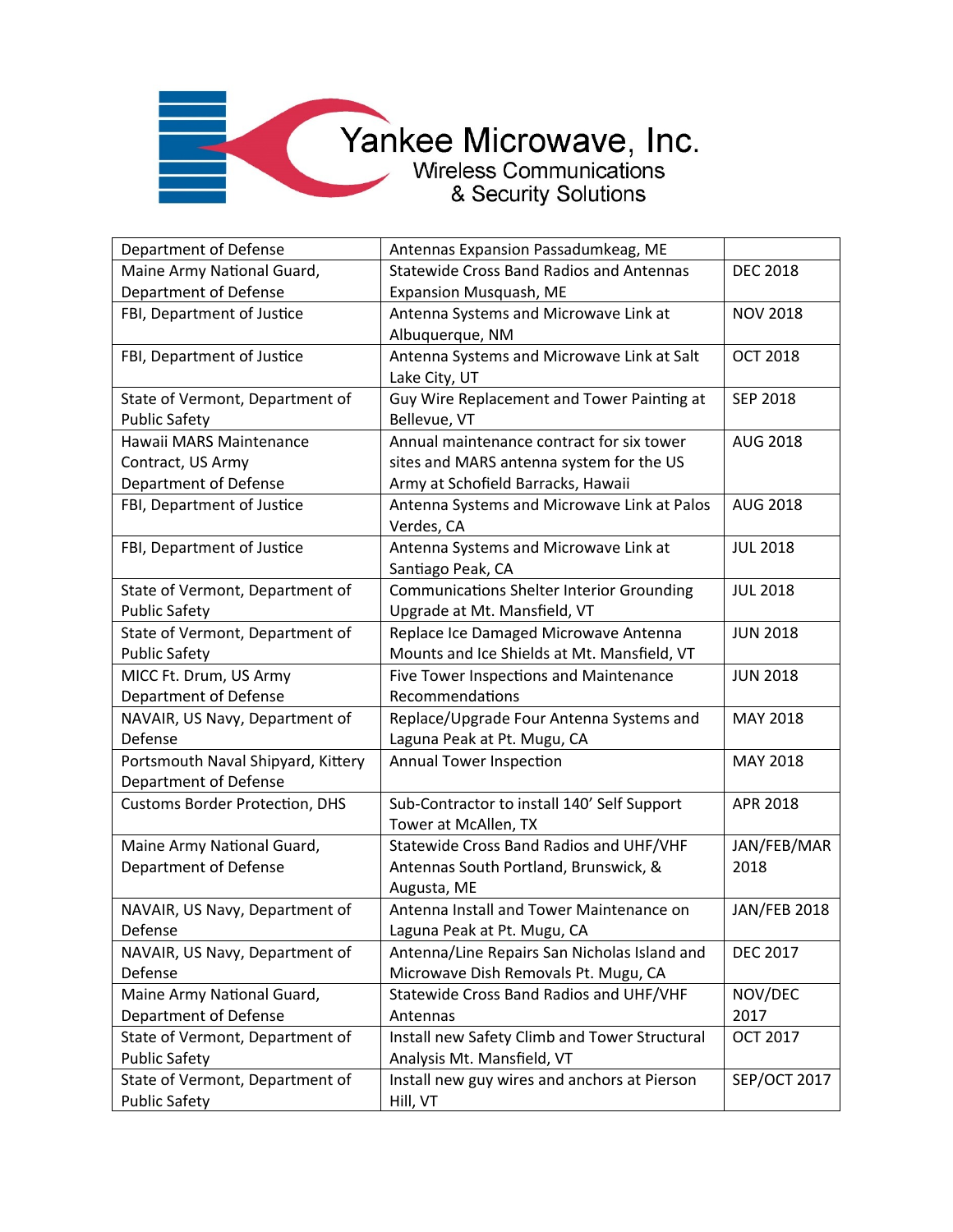| Department of Defense | Antennas Expansion Passadumkeag, ME | |
|---|---|---|
| Maine Army National Guard, Department of Defense | Statewide Cross Band Radios and Antennas Expansion Musquash, ME | DEC 2018 |
| FBI, Department of Justice | Antenna Systems and Microwave Link at Albuquerque, NM | NOV 2018 |
| FBI, Department of Justice | Antenna Systems and Microwave Link at Salt Lake City, UT | OCT 2018 |
| State of Vermont, Department of Public Safety | Guy Wire Replacement and Tower Painting at Bellevue, VT | SEP 2018 |
| Hawaii MARS Maintenance Contract, US Army Department of Defense | Annual maintenance contract for six tower sites and MARS antenna system for the US Army at Schofield Barracks, Hawaii | AUG 2018 |
| FBI, Department of Justice | Antenna Systems and Microwave Link at Palos Verdes, CA | AUG 2018 |
| FBI, Department of Justice | Antenna Systems and Microwave Link at Santiago Peak, CA | JUL 2018 |
| State of Vermont, Department of Public Safety | Communications Shelter Interior Grounding Upgrade at Mt. Mansfield, VT | JUL 2018 |
| State of Vermont, Department of Public Safety | Replace Ice Damaged Microwave Antenna Mounts and Ice Shields at Mt. Mansfield, VT | JUN 2018 |
| MICC Ft. Drum, US Army Department of Defense | Five Tower Inspections and Maintenance Recommendations | JUN 2018 |
| NAVAIR, US Navy, Department of Defense | Replace/Upgrade Four Antenna Systems and Laguna Peak at Pt. Mugu, CA | MAY 2018 |
| Portsmouth Naval Shipyard, Kittery Department of Defense | Annual Tower Inspection | MAY 2018 |
| Customs Border Protection, DHS | Sub-Contractor to install 140' Self Support Tower at McAllen, TX | APR 2018 |
| Maine Army National Guard, Department of Defense | Statewide Cross Band Radios and UHF/VHF Antennas South Portland, Brunswick, & Augusta, ME | JAN/FEB/MAR 2018 |
| NAVAIR, US Navy, Department of Defense | Antenna Install and Tower Maintenance on Laguna Peak at Pt. Mugu, CA | JAN/FEB 2018 |
| NAVAIR, US Navy, Department of Defense | Antenna/Line Repairs San Nicholas Island and Microwave Dish Removals Pt. Mugu, CA | DEC 2017 |
| Maine Army National Guard, Department of Defense | Statewide Cross Band Radios and UHF/VHF Antennas | NOV/DEC 2017 |
| State of Vermont, Department of Public Safety | Install new Safety Climb and Tower Structural Analysis Mt. Mansfield, VT | OCT 2017 |
| State of Vermont, Department of Public Safety | Install new guy wires and anchors at Pierson Hill, VT | SEP/OCT 2017 |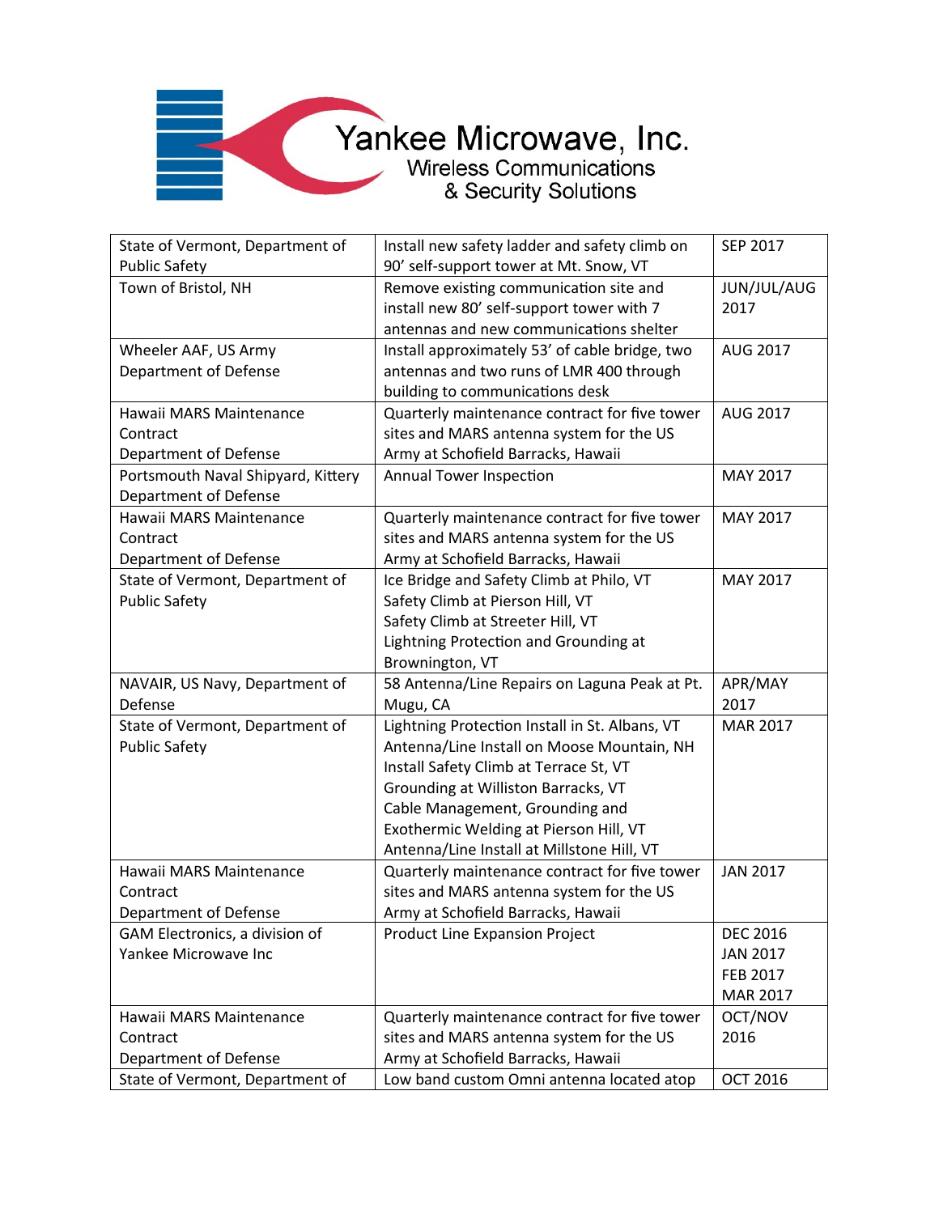Yankee Microwave, Inc.
Wireless Communications
& Security Solutions

| | | |
|---|---|---|
| State of Vermont, Department of Public Safety | Install new safety ladder and safety climb on 90' self-support tower at Mt. Snow, VT | SEP 2017 |
| Town of Bristol, NH | Remove existing communication site and install new 80' self-support tower with 7 antennas and new communications shelter | JUN/JUL/AUG 2017 |
| Wheeler AAF, US Army Department of Defense | Install approximately 53' of cable bridge, two antennas and two runs of LMR 400 through building to communications desk | AUG 2017 |
| Hawaii MARS Maintenance Contract Department of Defense | Quarterly maintenance contract for five tower sites and MARS antenna system for the US Army at Schofield Barracks, Hawaii | AUG 2017 |
| Portsmouth Naval Shipyard, Kittery Department of Defense | Annual Tower Inspection | MAY 2017 |
| Hawaii MARS Maintenance Contract Department of Defense | Quarterly maintenance contract for five tower sites and MARS antenna system for the US Army at Schofield Barracks, Hawaii | MAY 2017 |
| State of Vermont, Department of Public Safety | Ice Bridge and Safety Climb at Philo, VT<br>Safety Climb at Pierson Hill, VT<br>Safety Climb at Streeter Hill, VT<br>Lightning Protection and Grounding at Browington, VT | MAY 2017 |
| NAVAIR, US Navy, Department of Defense | 58 Antenna/Line Repairs on Laguna Peak at Pt. Mugu, CA | APR/MAY 2017 |
| State of Vermont, Department of Public Safety | Lightning Protection Install in St. Albans, VT<br>Antenna/Line Install on Moose Mountain, NH<br>Install Safety Climb at Terrace St, VT<br>Grounding at Williston Barracks, VT<br>Cable Management, Grounding and Exothermic Welding at Pierson Hill, VT<br>Antenna/Line Install at Millstone Hill, VT | MAR 2017 |
| Hawaii MARS Maintenance Contract Department of Defense | Quarterly maintenance contract for five tower sites and MARS antenna system for the US Army at Schofield Barracks, Hawaii | JAN 2017 |
| GAM Electronics, a division of Yankee Microwave Inc | Product Line Expansion Project | DEC 2016<br>JAN 2017<br>FEB 2017<br>MAR 2017 |
| Hawaii MARS Maintenance Contract Department of Defense | Quarterly maintenance contract for five tower sites and MARS antenna system for the US Army at Schofield Barracks, Hawaii | OCT/NOV 2016 |
| State of Vermont, Department of | Low band custom Omni antenna located atop | OCT 2016 |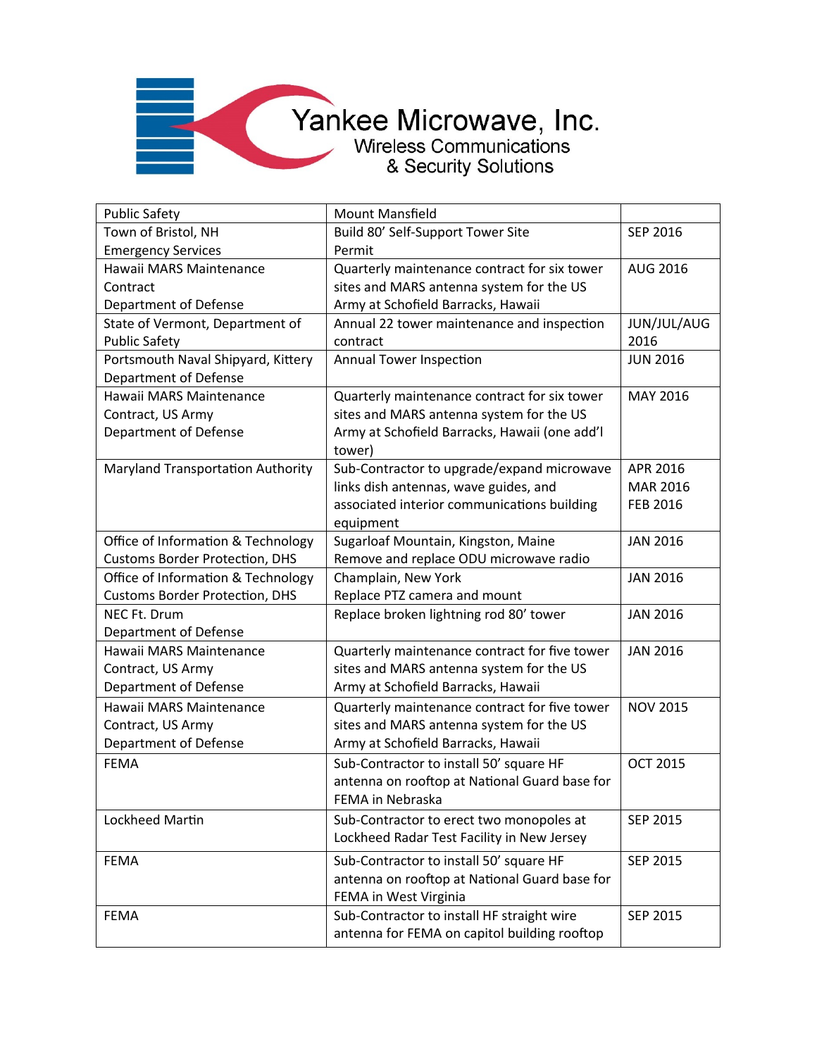Yankee Microwave, Inc.
Wireless Communications & Security Solutions

| Public Safety | Mount Mansfield | |
|---|---|---|
| Town of Bristol, NH<br>Emergency Services | Build 80' Self-Support Tower Site<br>Permit | SEP 2016 |
| Hawaii MARS Maintenance Contract<br>Department of Defense | Quarterly maintenance contract for six tower sites and MARS antenna system for the US Army at Schofield Barracks, Hawaii | AUG 2016 |
| State of Vermont, Department of Public Safety | Annual 22 tower maintenance and inspection contract | JUN/JUL/AUG 2016 |
| Portsmouth Naval Shipyard, Kittery<br>Department of Defense | Annual Tower Inspection | JUN 2016 |
| Hawaii MARS Maintenance Contract, US Army<br>Department of Defense | Quarterly maintenance contract for six tower sites and MARS antenna system for the US Army at Schofield Barracks, Hawaii (one add'l tower) | MAY 2016 |
| Maryland Transportation Authority | Sub-Contractor to upgrade/expand microwave links dish antennas, wave guides, and associated interior communications building equipment | APR 2016<br>MAR 2016<br>FEB 2016 |
| Office of Information & Technology<br>Customs Border Protection, DHS | Sugarloaf Mountain, Kingston, Maine<br>Remove and replace ODU microwave radio | JAN 2016 |
| Office of Information & Technology<br>Customs Border Protection, DHS | Champlain, New York<br>Replace PTZ camera and mount | JAN 2016 |
| NEC Ft. Drum<br>Department of Defense | Replace broken lightning rod 80' tower | JAN 2016 |
| Hawaii MARS Maintenance Contract, US Army<br>Department of Defense | Quarterly maintenance contract for five tower sites and MARS antenna system for the US Army at Schofield Barracks, Hawaii | JAN 2016 |
| Hawaii MARS Maintenance Contract, US Army<br>Department of Defense | Quarterly maintenance contract for five tower sites and MARS antenna system for the US Army at Schofield Barracks, Hawaii | NOV 2015 |
| FEMA | Sub-Contractor to install 50' square HF antenna on rooftop at National Guard base for FEMA in Nebraska | OCT 2015 |
| Lockheed Martin | Sub-Contractor to erect two monopoles at Lockheed Radar Test Facility in New Jersey | SEP 2015 |
| FEMA | Sub-Contractor to install 50' square HF antenna on rooftop at National Guard base for FEMA in West Virginia | SEP 2015 |
| FEMA | Sub-Contractor to install HF straight wire antenna for FEMA on capitol building rooftop | SEP 2015 |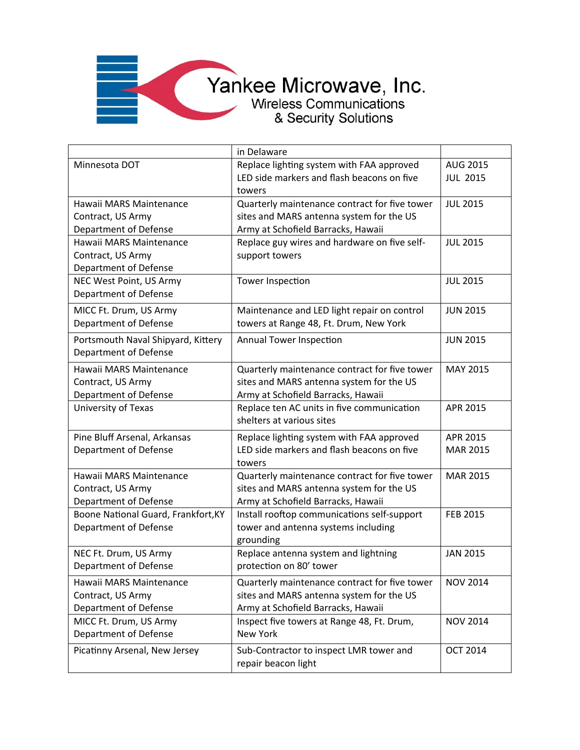Yankee Microwave, Inc.
Wireless Communications & Security Solutions

| | | |
|---|---|---|
| | in Delaware | |
| Minnesota DOT | Replace lighting system with FAA approved LED side markers and flash beacons on five towers | AUG 2015<br>JUL 2015 |
| Hawaii MARS Maintenance Contract, US Army Department of Defense | Quarterly maintenance contract for five tower sites and MARS antenna system for the US Army at Schofield Barracks, Hawaii | JUL 2015 |
| Hawaii MARS Maintenance Contract, US Army Department of Defense | Replace guy wires and hardware on five self-support towers | JUL 2015 |
| NEC West Point, US Army Department of Defense | Tower Inspection | JUL 2015 |
| MICC Ft. Drum, US Army Department of Defense | Maintenance and LED light repair on control towers at Range 48, Ft. Drum, New York | JUN 2015 |
| Portsmouth Naval Shipyard, Kittery Department of Defense | Annual Tower Inspection | JUN 2015 |
| Hawaii MARS Maintenance Contract, US Army Department of Defense | Quarterly maintenance contract for five tower sites and MARS antenna system for the US Army at Schofield Barracks, Hawaii | MAY 2015 |
| University of Texas | Replace ten AC units in five communication shelters at various sites | APR 2015 |
| Pine Bluff Arsenal, Arkansas Department of Defense | Replace lighting system with FAA approved LED side markers and flash beacons on five towers | APR 2015<br>MAR 2015 |
| Hawaii MARS Maintenance Contract, US Army Department of Defense | Quarterly maintenance contract for five tower sites and MARS antenna system for the US Army at Schofield Barracks, Hawaii | MAR 2015 |
| Boone National Guard, Frankfort,KY Department of Defense | Install rooftop communications self-support tower and antenna systems including grounding | FEB 2015 |
| NEC Ft. Drum, US Army Department of Defense | Replace antenna system and lightning protection on 80' tower | JAN 2015 |
| Hawaii MARS Maintenance Contract, US Army Department of Defense | Quarterly maintenance contract for five tower sites and MARS antenna system for the US Army at Schofield Barracks, Hawaii | NOV 2014 |
| MICC Ft. Drum, US Army Department of Defense | Inspect five towers at Range 48, Ft. Drum, New York | NOV 2014 |
| Picatinny Arsenal, New Jersey | Sub-Contractor to inspect LMR tower and repair beacon light | OCT 2014 |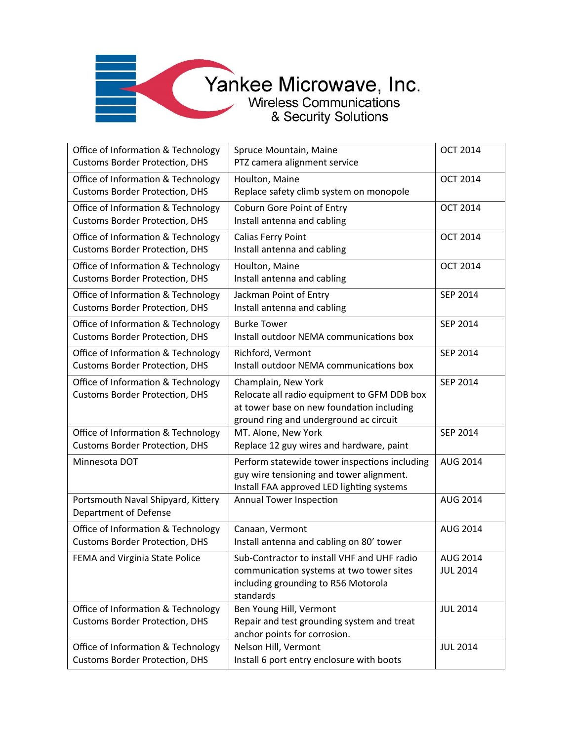Yankee Microwave, Inc.
Wireless Communications
& Security Solutions

| Client | Project | Date |
| --- | --- | --- |
| Office of Information & Technology<br>Customs Border Protection, DHS | Spruce Mountain, Maine<br>PTZ camera alignment service | OCT 2014 |
| Office of Information & Technology<br>Customs Border Protection, DHS | Houlton, Maine<br>Replace safety climb system on monopole | OCT 2014 |
| Office of Information & Technology<br>Customs Border Protection, DHS | Coburn Gore Point of Entry<br>Install antenna and cabling | OCT 2014 |
| Office of Information & Technology<br>Customs Border Protection, DHS | Calias Ferry Point<br>Install antenna and cabling | OCT 2014 |
| Office of Information & Technology<br>Customs Border Protection, DHS | Houlton, Maine<br>Install antenna and cabling | OCT 2014 |
| Office of Information & Technology<br>Customs Border Protection, DHS | Jackman Point of Entry<br>Install antenna and cabling | SEP 2014 |
| Office of Information & Technology<br>Customs Border Protection, DHS | Burke Tower<br>Install outdoor NEMA communications box | SEP 2014 |
| Office of Information & Technology<br>Customs Border Protection, DHS | Richford, Vermont<br>Install outdoor NEMA communications box | SEP 2014 |
| Office of Information & Technology<br>Customs Border Protection, DHS | Champlain, New York<br>Relocate all radio equipment to GFM DDB box at tower base on new foundation including ground ring and underground ac circuit | SEP 2014 |
| Office of Information & Technology<br>Customs Border Protection, DHS | MT. Alone, New York<br>Replace 12 guy wires and hardware, paint | SEP 2014 |
| Minnesota DOT | Perform statewide tower inspections including guy wire tensioning and tower alignment. Install FAA approved LED lighting systems | AUG 2014 |
| Portsmouth Naval Shipyard, Kittery<br>Department of Defense | Annual Tower Inspection | AUG 2014 |
| Office of Information & Technology<br>Customs Border Protection, DHS | Canaan, Vermont<br>Install antenna and cabling on 80' tower | AUG 2014 |
| FEMA and Virginia State Police | Sub-Contractor to install VHF and UHF radio communication systems at two tower sites including grounding to R56 Motorola standards | AUG 2014<br>JUL 2014 |
| Office of Information & Technology<br>Customs Border Protection, DHS | Ben Young Hill, Vermont<br>Repair and test grounding system and treat anchor points for corrosion. | JUL 2014 |
| Office of Information & Technology<br>Customs Border Protection, DHS | Nelson Hill, Vermont<br>Install 6 port entry enclosure with boots | JUL 2014 |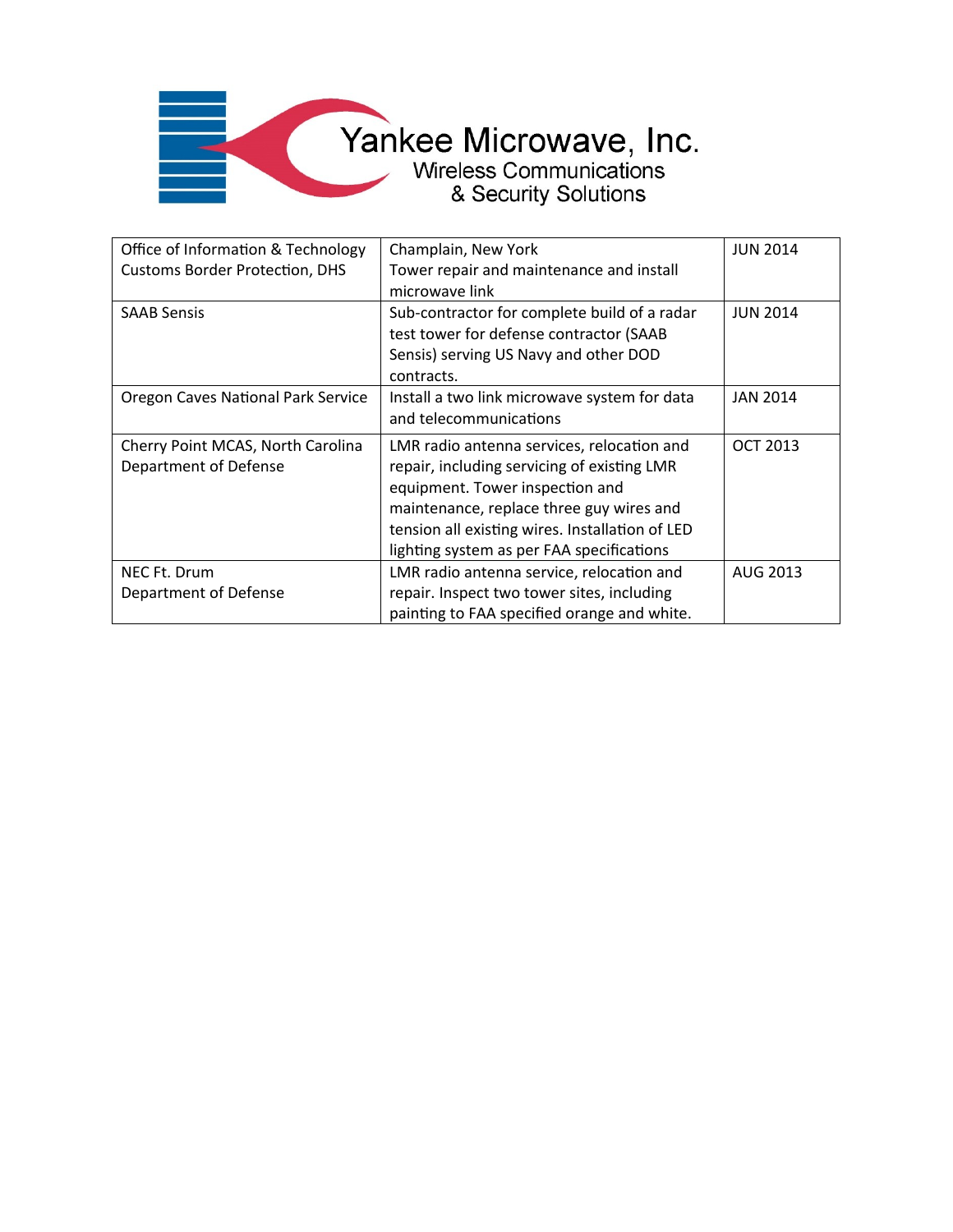Yankee Microwave, Inc.
Wireless Communications
& Security Solutions

| | | |
|---|---|---|
| Office of Information & Technology Customs Border Protection, DHS | Champlain, New York Tower repair and maintenance and install microwave link | JUN 2014 |
| SAAB Sensis | Sub-contractor for complete build of a radar test tower for defense contractor (SAAB Sensis) serving US Navy and other DOD contracts. | JUN 2014 |
| Oregon Caves National Park Service | Install a two link microwave system for data and telecommunications | JAN 2014 |
| Cherry Point MCAS, North Carolina Department of Defense | LMR radio antenna services, relocation and repair, including servicing of existing LMR equipment. Tower inspection and maintenance, replace three guy wires and tension all existing wires. Installation of LED lighting system as per FAA specifications | OCT 2013 |
| NEC Ft. Drum Department of Defense | LMR radio antenna service, relocation and repair. Inspect two tower sites, including painting to FAA specified orange and white. | AUG 2013 |